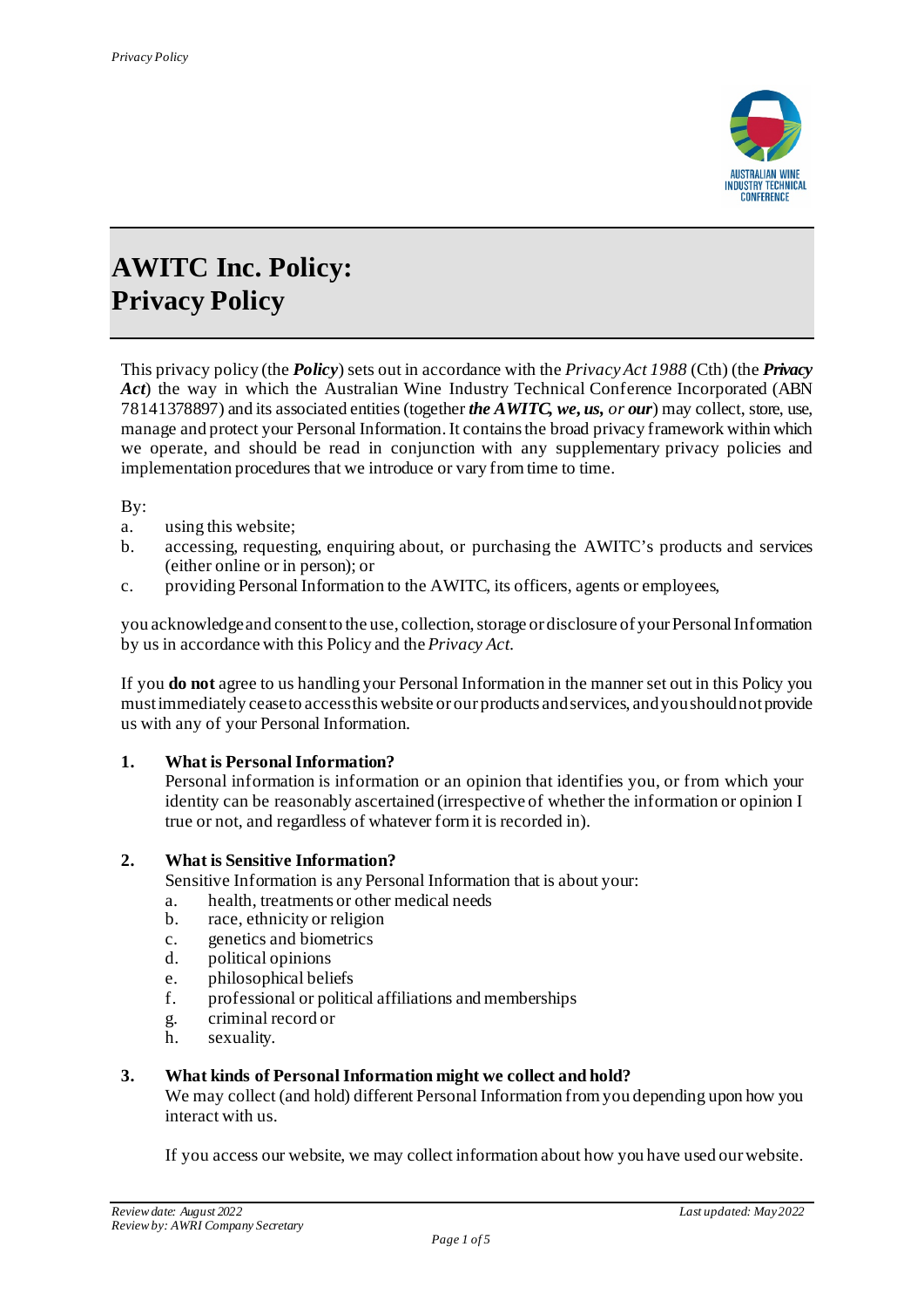# AWITC Inc. Policy: Privacy Policy

This privacy policy (the ***Policy***) sets out in accordance with the *Privacy Act 1988* (Cth) (the ***Privacy Act***) the way in which the Australian Wine Industry Technical Conference Incorporated (ABN 78141378897) and its associated entities (together ***the AWITC, we, us,*** *or* ***our***) may collect, store, use, manage and protect your Personal Information. It contains the broad privacy framework within which we operate, and should be read in conjunction with any supplementary privacy policies and implementation procedures that we introduce or vary from time to time.

By:

a. using this website;
b. accessing, requesting, enquiring about, or purchasing the AWITC's products and services (either online or in person); or
c. providing Personal Information to the AWITC, its officers, agents or employees,

you acknowledge and consent to the use, collection, storage or disclosure of your Personal Information by us in accordance with this Policy and the *Privacy Act.*

If you **do not** agree to us handling your Personal Information in the manner set out in this Policy you must immediately cease to access this website or our products and services, and you should not provide us with any of your Personal Information.

### 1. What is Personal Information?

Personal information is information or an opinion that identifies you, or from which your identity can be reasonably ascertained (irrespective of whether the information or opinion I true or not, and regardless of whatever form it is recorded in).

### 2. What is Sensitive Information?

Sensitive Information is any Personal Information that is about your:

a. health, treatments or other medical needs
b. race, ethnicity or religion
c. genetics and biometrics
d. political opinions
e. philosophical beliefs
f. professional or political affiliations and memberships
g. criminal record or
h. sexuality.

### 3. What kinds of Personal Information might we collect and hold?

We may collect (and hold) different Personal Information from you depending upon how you interact with us.

If you access our website, we may collect information about how you have used our website.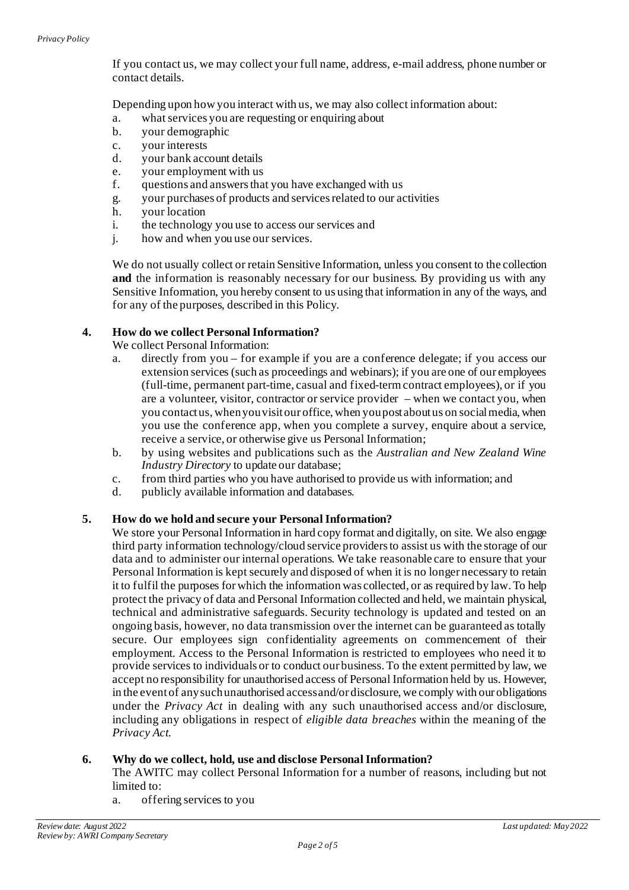If you contact us, we may collect your full name, address, e-mail address, phone number or contact details.

Depending upon how you interact with us, we may also collect information about:

a. what services you are requesting or enquiring about
b. your demographic
c. your interests
d. your bank account details
e. your employment with us
f. questions and answers that you have exchanged with us
g. your purchases of products and services related to our activities
h. your location
i. the technology you use to access our services and
j. how and when you use our services.

We do not usually collect or retain Sensitive Information, unless you consent to the collection **and** the information is reasonably necessary for our business. By providing us with any Sensitive Information, you hereby consent to us using that information in any of the ways, and for any of the purposes, described in this Policy.

## 4. How do we collect Personal Information?

We collect Personal Information:

a. directly from you – for example if you are a conference delegate; if you access our extension services (such as proceedings and webinars); if you are one of our employees (full-time, permanent part-time, casual and fixed-term contract employees), or if you are a volunteer, visitor, contractor or service provider – when we contact you, when you contact us, when you visit our office, when you post about us on social media, when you use the conference app, when you complete a survey, enquire about a service, receive a service, or otherwise give us Personal Information;
b. by using websites and publications such as the *Australian and New Zealand Wine Industry Directory* to update our database;
c. from third parties who you have authorised to provide us with information; and
d. publicly available information and databases.

## 5. How do we hold and secure your Personal Information?

We store your Personal Information in hard copy format and digitally, on site. We also engage third party information technology/cloud service providers to assist us with the storage of our data and to administer our internal operations. We take reasonable care to ensure that your Personal Information is kept securely and disposed of when it is no longer necessary to retain it to fulfil the purposes for which the information was collected, or as required by law. To help protect the privacy of data and Personal Information collected and held, we maintain physical, technical and administrative safeguards. Security technology is updated and tested on an ongoing basis, however, no data transmission over the internet can be guaranteed as totally secure. Our employees sign confidentiality agreements on commencement of their employment. Access to the Personal Information is restricted to employees who need it to provide services to individuals or to conduct our business. To the extent permitted by law, we accept no responsibility for unauthorised access of Personal Information held by us. However, in the event of any such unauthorised access and/or disclosure, we comply with our obligations under the *Privacy Act* in dealing with any such unauthorised access and/or disclosure, including any obligations in respect of *eligible data breaches* within the meaning of the *Privacy Act*.

## 6. Why do we collect, hold, use and disclose Personal Information?

The AWITC may collect Personal Information for a number of reasons, including but not limited to:

a. offering services to you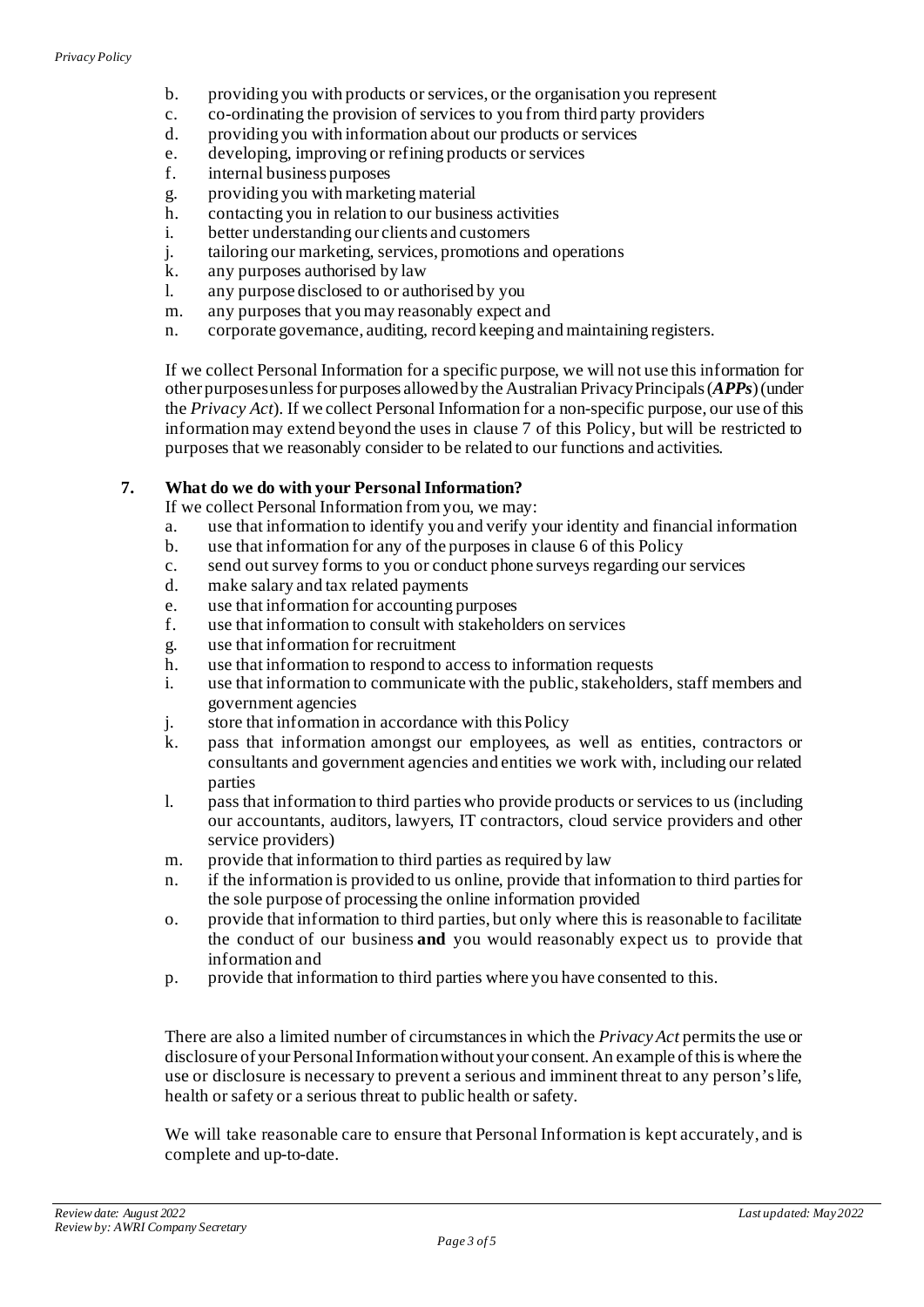b. providing you with products or services, or the organisation you represent
c. co-ordinating the provision of services to you from third party providers
d. providing you with information about our products or services
e. developing, improving or refining products or services
f. internal business purposes
g. providing you with marketing material
h. contacting you in relation to our business activities
i. better understanding our clients and customers
j. tailoring our marketing, services, promotions and operations
k. any purposes authorised by law
l. any purpose disclosed to or authorised by you
m. any purposes that you may reasonably expect and
n. corporate governance, auditing, record keeping and maintaining registers.

If we collect Personal Information for a specific purpose, we will not use this information for other purposes unless for purposes allowed by the Australian Privacy Principals (***APPs***) (under the *Privacy Act*). If we collect Personal Information for a non-specific purpose, our use of this information may extend beyond the uses in clause 7 of this Policy, but will be restricted to purposes that we reasonably consider to be related to our functions and activities.

## 7. What do we do with your Personal Information?

If we collect Personal Information from you, we may:

a. use that information to identify you and verify your identity and financial information
b. use that information for any of the purposes in clause 6 of this Policy
c. send out survey forms to you or conduct phone surveys regarding our services
d. make salary and tax related payments
e. use that information for accounting purposes
f. use that information to consult with stakeholders on services
g. use that information for recruitment
h. use that information to respond to access to information requests
i. use that information to communicate with the public, stakeholders, staff members and government agencies
j. store that information in accordance with this Policy
k. pass that information amongst our employees, as well as entities, contractors or consultants and government agencies and entities we work with, including our related parties
l. pass that information to third parties who provide products or services to us (including our accountants, auditors, lawyers, IT contractors, cloud service providers and other service providers)
m. provide that information to third parties as required by law
n. if the information is provided to us online, provide that information to third parties for the sole purpose of processing the online information provided
o. provide that information to third parties, but only where this is reasonable to facilitate the conduct of our business **and** you would reasonably expect us to provide that information and
p. provide that information to third parties where you have consented to this.

There are also a limited number of circumstances in which the *Privacy Act* permits the use or disclosure of your Personal Information without your consent. An example of this is where the use or disclosure is necessary to prevent a serious and imminent threat to any person's life, health or safety or a serious threat to public health or safety.

We will take reasonable care to ensure that Personal Information is kept accurately, and is complete and up-to-date.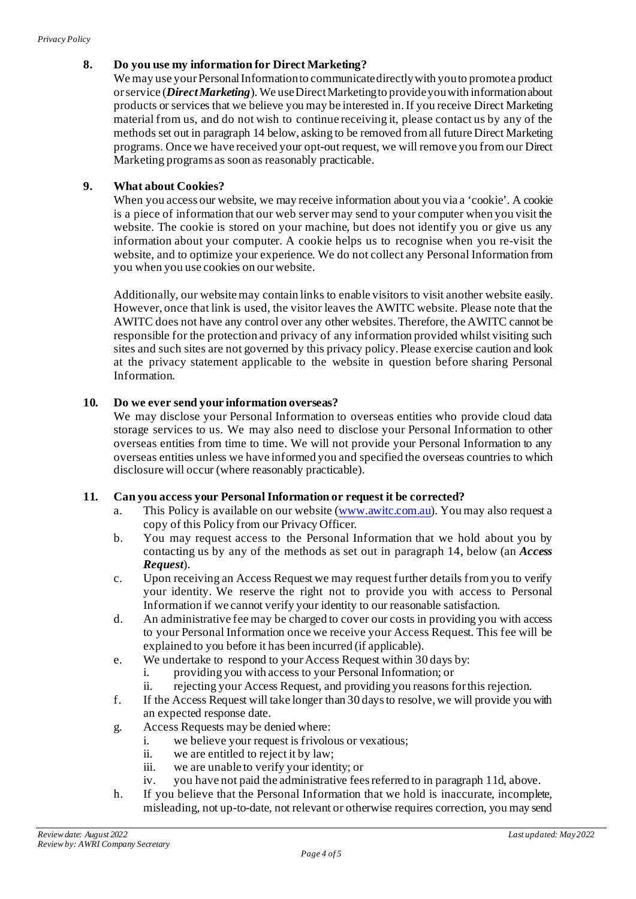## 8. Do you use my information for Direct Marketing?

We may use your Personal Information to communicate directly with you to promote a product or service (***Direct Marketing***). We use Direct Marketing to provide you with information about products or services that we believe you may be interested in. If you receive Direct Marketing material from us, and do not wish to continue receiving it, please contact us by any of the methods set out in paragraph 14 below, asking to be removed from all future Direct Marketing programs. Once we have received your opt-out request, we will remove you from our Direct Marketing programs as soon as reasonably practicable.

## 9. What about Cookies?

When you access our website, we may receive information about you via a 'cookie'. A cookie is a piece of information that our web server may send to your computer when you visit the website. The cookie is stored on your machine, but does not identify you or give us any information about your computer. A cookie helps us to recognise when you re-visit the website, and to optimize your experience. We do not collect any Personal Information from you when you use cookies on our website.

Additionally, our website may contain links to enable visitors to visit another website easily. However, once that link is used, the visitor leaves the AWITC website. Please note that the AWITC does not have any control over any other websites. Therefore, the AWITC cannot be responsible for the protection and privacy of any information provided whilst visiting such sites and such sites are not governed by this privacy policy. Please exercise caution and look at the privacy statement applicable to the website in question before sharing Personal Information.

## 10. Do we ever send your information overseas?

We may disclose your Personal Information to overseas entities who provide cloud data storage services to us. We may also need to disclose your Personal Information to other overseas entities from time to time. We will not provide your Personal Information to any overseas entities unless we have informed you and specified the overseas countries to which disclosure will occur (where reasonably practicable).

## 11. Can you access your Personal Information or request it be corrected?

a. This Policy is available on our website ([www.awitc.com.au](http://www.awitc.com.au)). You may also request a copy of this Policy from our Privacy Officer.

b. You may request access to the Personal Information that we hold about you by contacting us by any of the methods as set out in paragraph 14, below (an ***Access Request***).

c. Upon receiving an Access Request we may request further details from you to verify your identity. We reserve the right not to provide you with access to Personal Information if we cannot verify your identity to our reasonable satisfaction.

d. An administrative fee may be charged to cover our costs in providing you with access to your Personal Information once we receive your Access Request. This fee will be explained to you before it has been incurred (if applicable).

e. We undertake to respond to your Access Request within 30 days by:
   i. providing you with access to your Personal Information; or
   ii. rejecting your Access Request, and providing you reasons for this rejection.

f. If the Access Request will take longer than 30 days to resolve, we will provide you with an expected response date.

g. Access Requests may be denied where:
   i. we believe your request is frivolous or vexatious;
   ii. we are entitled to reject it by law;
   iii. we are unable to verify your identity; or
   iv. you have not paid the administrative fees referred to in paragraph 11d, above.

h. If you believe that the Personal Information that we hold is inaccurate, incomplete, misleading, not up-to-date, not relevant or otherwise requires correction, you may send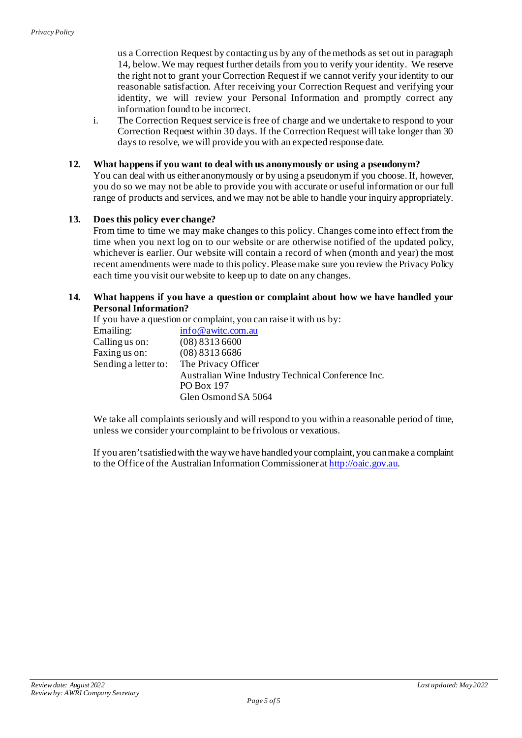us a Correction Request by contacting us by any of the methods as set out in paragraph 14, below. We may request further details from you to verify your identity. We reserve the right not to grant your Correction Request if we cannot verify your identity to our reasonable satisfaction. After receiving your Correction Request and verifying your identity, we will review your Personal Information and promptly correct any information found to be incorrect.

i. The Correction Request service is free of charge and we undertake to respond to your Correction Request within 30 days. If the Correction Request will take longer than 30 days to resolve, we will provide you with an expected response date.

**12. What happens if you want to deal with us anonymously or using a pseudonym?**

You can deal with us either anonymously or by using a pseudonym if you choose. If, however, you do so we may not be able to provide you with accurate or useful information or our full range of products and services, and we may not be able to handle your inquiry appropriately.

**13. Does this policy ever change?**

From time to time we may make changes to this policy. Changes come into effect from the time when you next log on to our website or are otherwise notified of the updated policy, whichever is earlier. Our website will contain a record of when (month and year) the most recent amendments were made to this policy. Please make sure you review the Privacy Policy each time you visit our website to keep up to date on any changes.

**14. What happens if you have a question or complaint about how we have handled your Personal Information?**

If you have a question or complaint, you can raise it with us by:

| | |
|---|---|
| Emailing: | info@awitc.com.au |
| Calling us on: | (08) 8313 6600 |
| Faxing us on: | (08) 8313 6686 |
| Sending a letter to: | The Privacy Officer<br>Australian Wine Industry Technical Conference Inc.<br>PO Box 197<br>Glen Osmond SA 5064 |

We take all complaints seriously and will respond to you within a reasonable period of time, unless we consider your complaint to be frivolous or vexatious.

If you aren't satisfied with the way we have handled your complaint, you can make a complaint to the Office of the Australian Information Commissioner at http://oaic.gov.au.

*Review date: August 2022*
*Review by: AWRI Company Secretary*
*Last updated: May 2022*